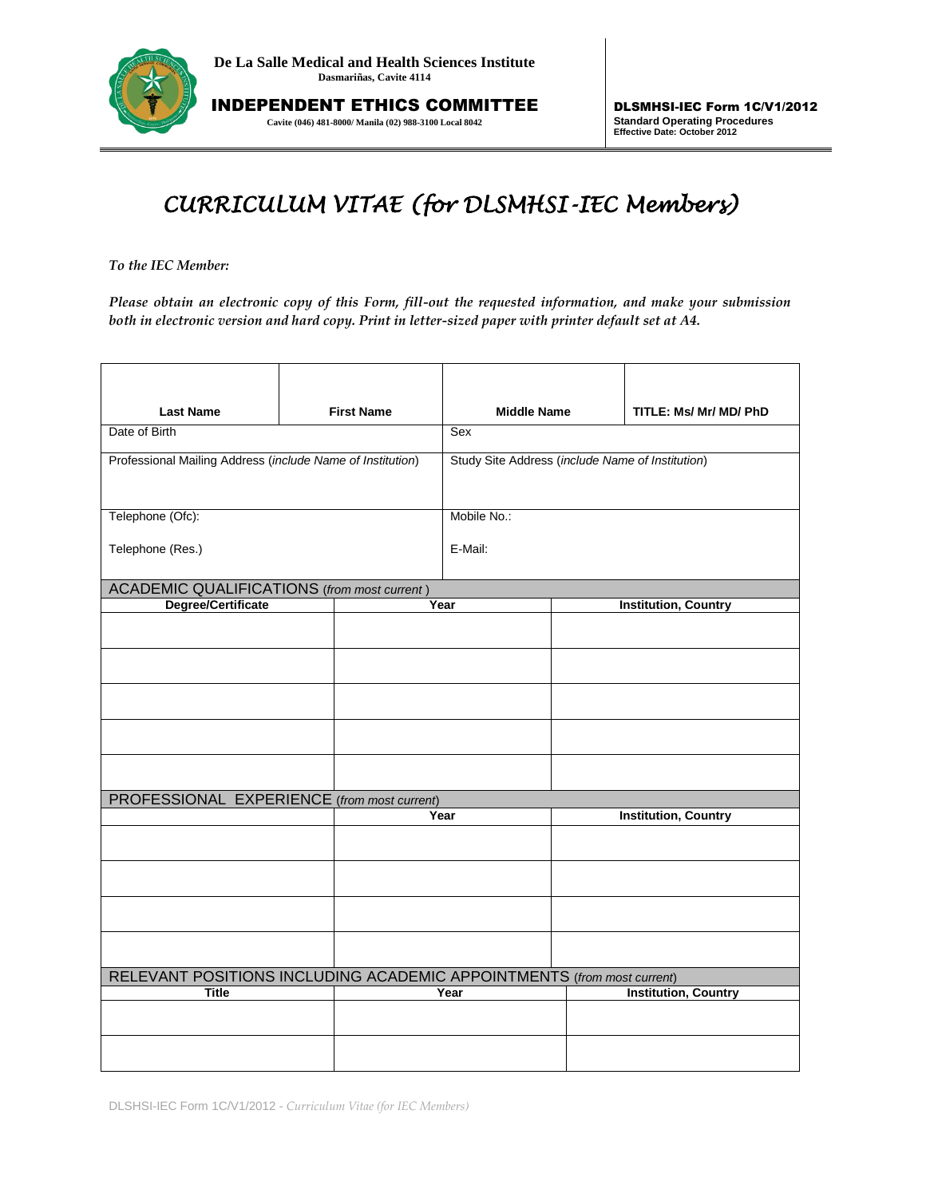**De La Salle Medical and Health Sciences Institute**
**Dasmariñas, Cavite 4114**

**INDEPENDENT ETHICS COMMITTEE**
**Cavite (046) 481-8000/ Manila (02) 988-3100 Local 8042**

**DLSMHSI-IEC Form 1C/V1/2012**
**Standard Operating Procedures**
**Effective Date: October 2012**

# *CURRICULUM VITAE (for DLSMHSI-IEC Members)*

*To the IEC Member:*

*Please obtain an electronic copy of this Form, fill-out the requested information, and make your submission both in electronic version and hard copy. Print in letter-sized paper with printer default set at A4.*

| **Last Name** | **First Name** | **Middle Name** | **TITLE: Ms/ Mr/ MD/ PhD** |
|---|---|---|---|
| Date of Birth | | Sex | |
| Professional Mailing Address (*include Name of Institution*) | | Study Site Address (*include Name of Institution*) | |
| Telephone (Ofc): <br> Telephone (Res.) | | Mobile No.: <br> E-Mail: | |

**ACADEMIC QUALIFICATIONS** (*from most current* )

| **Degree/Certificate** | **Year** | **Institution, Country** |
|---|---|---|
| | | |
| | | |
| | | |
| | | |
| | | |

**PROFESSIONAL EXPERIENCE** (*from most current*)

| | **Year** | **Institution, Country** |
|---|---|---|
| | | |
| | | |
| | | |
| | | |

**RELEVANT POSITIONS INCLUDING ACADEMIC APPOINTMENTS** (*from most current*)

| **Title** | **Year** | **Institution, Country** |
|---|---|---|
| | | |
| | | |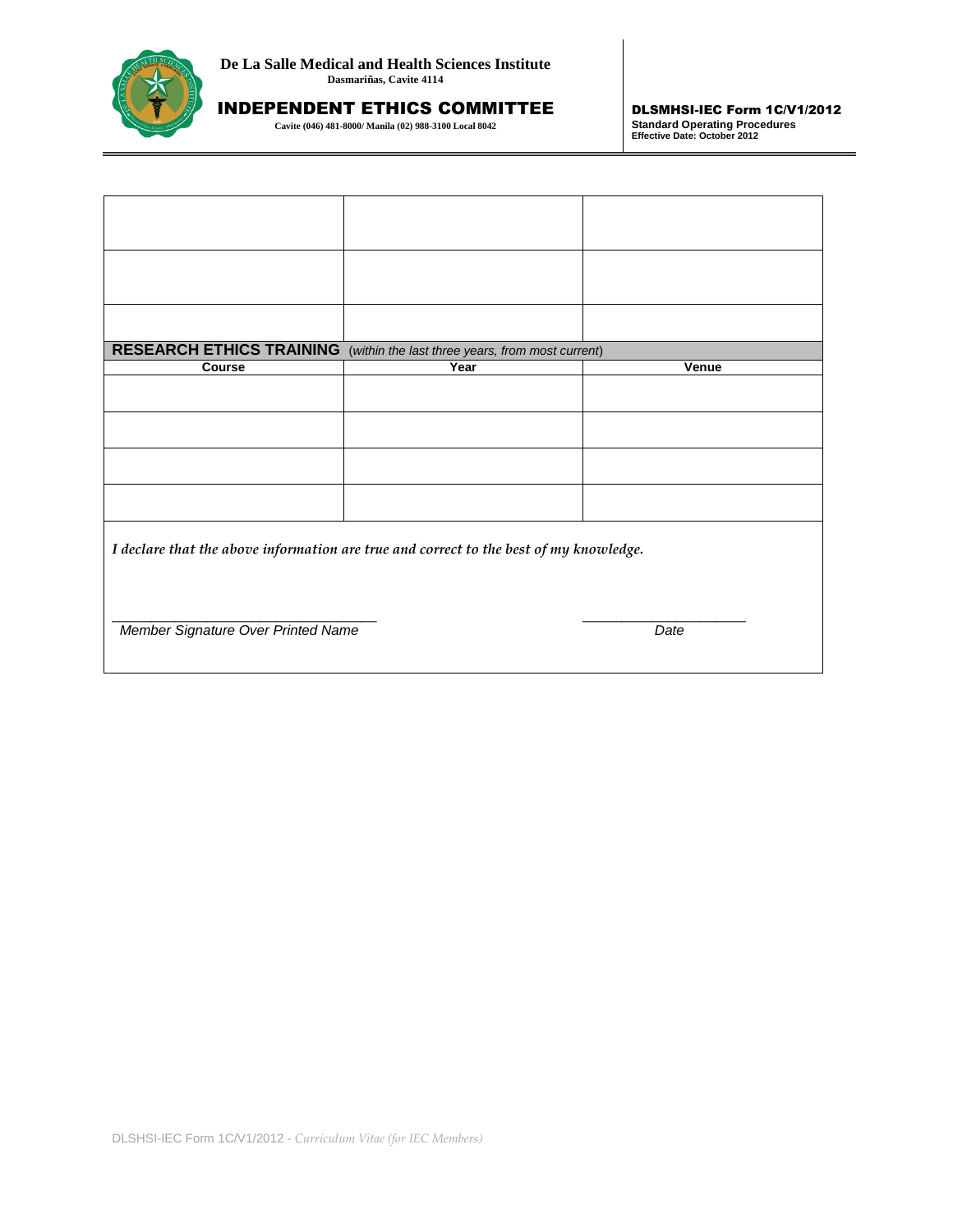| | | |
|---|---|---|
| | | |
| | | |
| | | |

| **RESEARCH ETHICS TRAINING** *(within the last three years, from most current)* | | |
|---|---|---|
| **Course** | **Year** | **Venue** |
| | | |
| | | |
| | | |
| | | |

*I declare that the above information are true and correct to the best of my knowledge.*

_________________________________
*Member Signature Over Printed Name*

____________________
*Date*